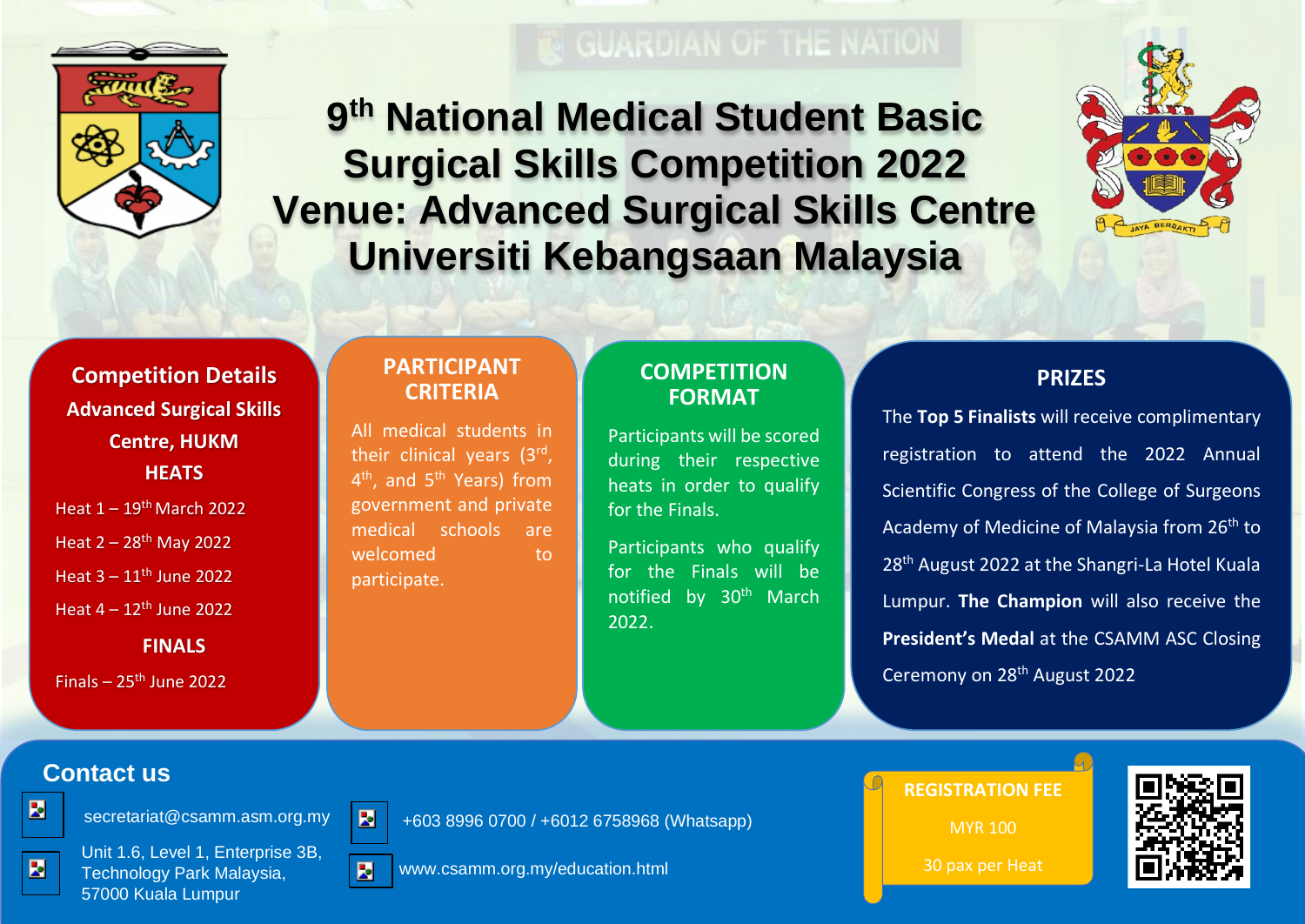# 9th National Medical Student Basic Surgical Skills Competition 2022

# Venue: Advanced Surgical Skills Centre Universiti Kebangsaan Malaysia

GUARDIAN OF THE NATION

## Competition Details

**Advanced Surgical Skills Centre, HUKM**

**HEATS**

- Heat 1 – 19th March 2022
- Heat 2 – 28th May 2022
- Heat 3 – 11th June 2022
- Heat 4 – 12th June 2022

**FINALS**

- Finals – 25th June 2022

## PARTICIPANT CRITERIA

All medical students in their clinical years (3rd, 4th, and 5th Years) from government and private medical schools are welcomed to participate.

## COMPETITION FORMAT

Participants will be scored during their respective heats in order to qualify for the Finals.

Participants who qualify for the Finals will be notified by 30th March 2022.

## PRIZES

The **Top 5 Finalists** will receive complimentary registration to attend the 2022 Annual Scientific Congress of the College of Surgeons Academy of Medicine of Malaysia from 26th to 28th August 2022 at the Shangri-La Hotel Kuala Lumpur. **The Champion** will also receive the **President's Medal** at the CSAMM ASC Closing Ceremony on 28th August 2022

## Contact us

secretariat@csamm.asm.org.my

Unit 1.6, Level 1, Enterprise 3B, Technology Park Malaysia, 57000 Kuala Lumpur

+603 8996 0700 / +6012 6758968 (Whatsapp)

www.csamm.org.my/education.html

**REGISTRATION FEE**

MYR 100

30 pax per Heat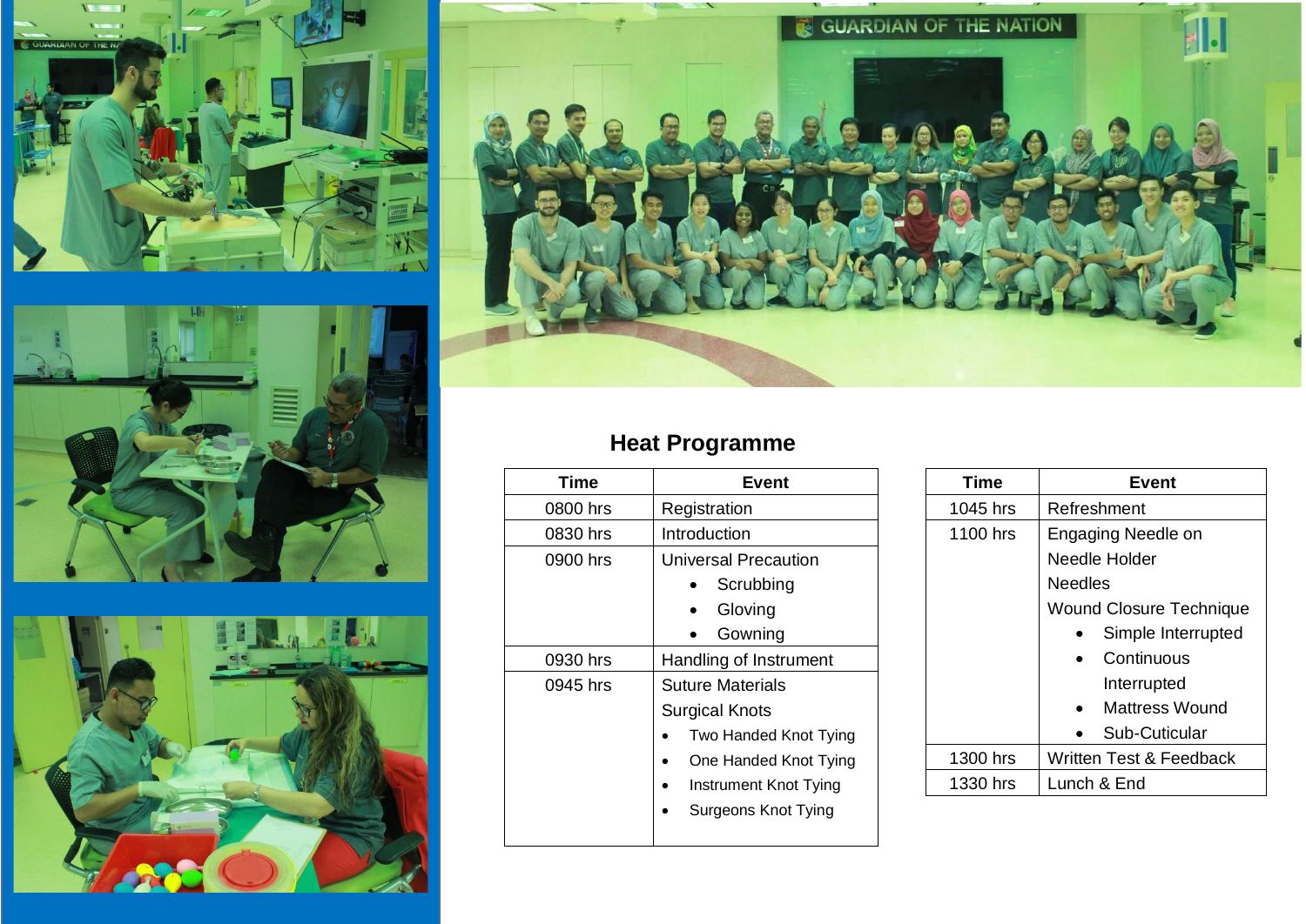## Heat Programme

| Time | Event |
|---|---|
| 0800 hrs | Registration |
| 0830 hrs | Introduction |
| 0900 hrs | Universal Precaution<br>• Scrubbing<br>• Gloving<br>• Gowning |
| 0930 hrs | Handling of Instrument |
| 0945 hrs | Suture Materials<br>Surgical Knots<br>• Two Handed Knot Tying<br>• One Handed Knot Tying<br>• Instrument Knot Tying<br>• Surgeons Knot Tying |

| Time | Event |
|---|---|
| 1045 hrs | Refreshment |
| 1100 hrs | Engaging Needle on Needle Holder<br>Needles<br>Wound Closure Technique<br>• Simple Interrupted<br>• Continuous Interrupted<br>• Mattress Wound<br>• Sub-Cuticular |
| 1300 hrs | Written Test & Feedback |
| 1330 hrs | Lunch & End |